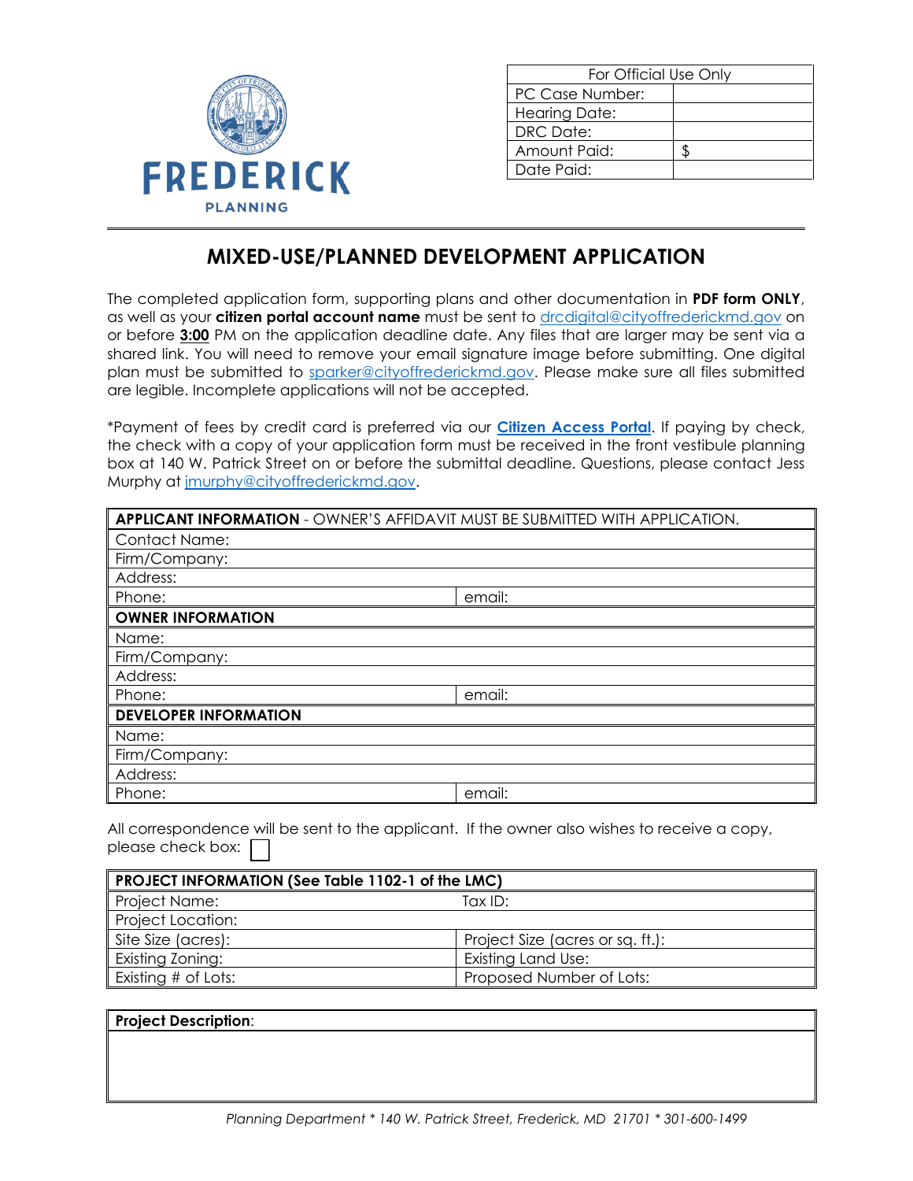FREDERICK

PLANNING

| For Official Use Only | |
|---|---|
| PC Case Number: | |
| Hearing Date: | |
| DRC Date: | |
| Amount Paid: | $ |
| Date Paid: | |

# MIXED-USE/PLANNED DEVELOPMENT APPLICATION

The completed application form, supporting plans and other documentation in **PDF form ONLY**, as well as your **citizen portal account name** must be sent to drcdigital@cityoffrederickmd.gov on or before **3:00** PM on the application deadline date. Any files that are larger may be sent via a shared link. You will need to remove your email signature image before submitting. One digital plan must be submitted to sparker@cityoffrederickmd.gov. Please make sure all files submitted are legible. Incomplete applications will not be accepted.

*Payment of fees by credit card is preferred via our **Citizen Access Portal**. If paying by check, the check with a copy of your application form must be received in the front vestibule planning box at 140 W. Patrick Street on or before the submittal deadline. Questions, please contact Jess Murphy at jmurphy@cityoffrederickmd.gov.

| **APPLICANT INFORMATION** - OWNER'S AFFIDAVIT MUST BE SUBMITTED WITH APPLICATION. | |
|---|---|
| Contact Name: | |
| Firm/Company: | |
| Address: | |
| Phone: | email: |
| **OWNER INFORMATION** | |
| Name: | |
| Firm/Company: | |
| Address: | |
| Phone: | email: |
| **DEVELOPER INFORMATION** | |
| Name: | |
| Firm/Company: | |
| Address: | |
| Phone: | email: |

All correspondence will be sent to the applicant. If the owner also wishes to receive a copy, please check box: ☐

| **PROJECT INFORMATION (See Table 1102-1 of the LMC)** | |
|---|---|
| Project Name: | Tax ID: |
| Project Location: | |
| Site Size (acres): | Project Size (acres or sq. ft.): |
| Existing Zoning: | Existing Land Use: |
| Existing # of Lots: | Proposed Number of Lots: |

| **Project Description**: |
|---|
| |

*Planning Department * 140 W. Patrick Street, Frederick, MD 21701 * 301-600-1499*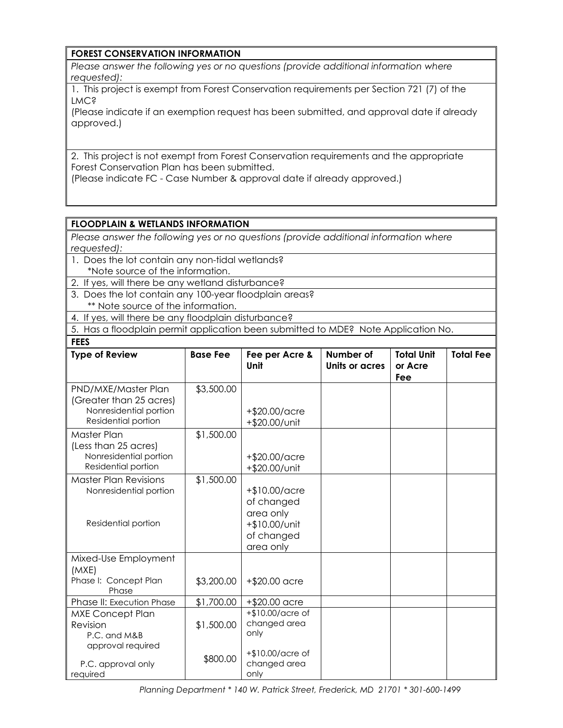## FOREST CONSERVATION INFORMATION

*Please answer the following yes or no questions (provide additional information where requested):*

1. This project is exempt from Forest Conservation requirements per Section 721 (7) of the LMC?
(Please indicate if an exemption request has been submitted, and approval date if already approved.)

2. This project is not exempt from Forest Conservation requirements and the appropriate Forest Conservation Plan has been submitted.
(Please indicate FC - Case Number & approval date if already approved.)

## FLOODPLAIN & WETLANDS INFORMATION

*Please answer the following yes or no questions (provide additional information where requested):*

1. Does the lot contain any non-tidal wetlands?
   *Note source of the information.
2. If yes, will there be any wetland disturbance?
3. Does the lot contain any 100-year floodplain areas?
   ** Note source of the information.
4. If yes, will there be any floodplain disturbance?
5. Has a floodplain permit application been submitted to MDE? Note Application No.

## FEES

| Type of Review | Base Fee | Fee per Acre & Unit | Number of Units or acres | Total Unit or Acre Fee | Total Fee |
|---|---|---|---|---|---|
| PND/MXE/Master Plan (Greater than 25 acres)<br>Nonresidential portion<br>Residential portion | $3,500.00 | +$20.00/acre<br>+$20.00/unit | | | |
| Master Plan (Less than 25 acres)<br>Nonresidential portion<br>Residential portion | $1,500.00 | +$20.00/acre<br>+$20.00/unit | | | |
| Master Plan Revisions<br>Nonresidential portion<br>Residential portion | $1,500.00 | +$10.00/acre of changed area only<br>+$10.00/unit of changed area only | | | |
| Mixed-Use Employment (MXE)<br>Phase I: Concept Plan Phase | $3,200.00 | +$20.00 acre | | | |
| Phase II: Execution Phase | $1,700.00 | +$20.00 acre | | | |
| MXE Concept Plan Revision<br>P.C. and M&B approval required | $1,500.00 | +$10.00/acre of changed area only | | | |
| P.C. approval only required | $800.00 | +$10.00/acre of changed area only | | | |

*Planning Department * 140 W. Patrick Street, Frederick, MD 21701 * 301-600-1499*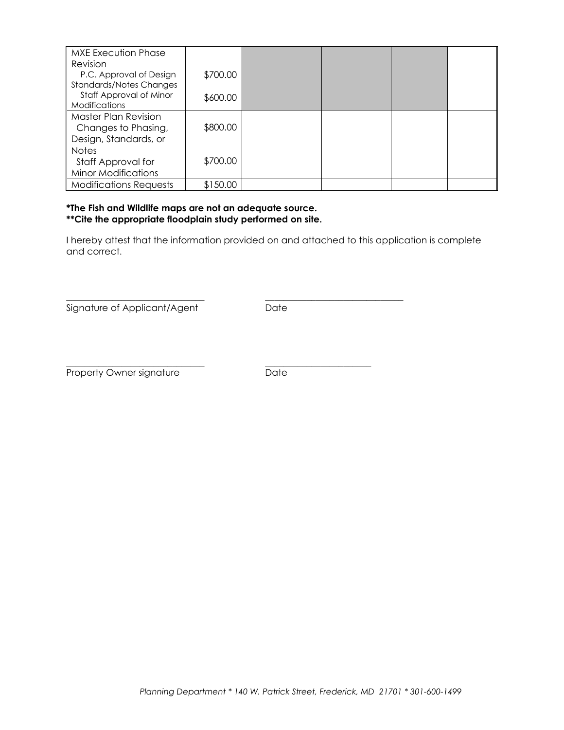| | | | | | |
|---|---|---|---|---|---|
| MXE Execution Phase Revision<br>P.C. Approval of Design Standards/Notes Changes<br>Staff Approval of Minor Modifications | <br>$700.00<br><br>$600.00 | | | | |
| Master Plan Revision<br>Changes to Phasing, Design, Standards, or Notes<br>Staff Approval for Minor Modifications | <br>$800.00<br><br>$700.00 | | | | |
| Modifications Requests | $150.00 | | | | |

**\*The Fish and Wildlife maps are not an adequate source.**
**\*\*Cite the appropriate floodplain study performed on site.**

I hereby attest that the information provided on and attached to this application is complete and correct.

_______________________________ _______________________________
Signature of Applicant/Agent Date

_______________________________ _______________________________
Property Owner signature Date